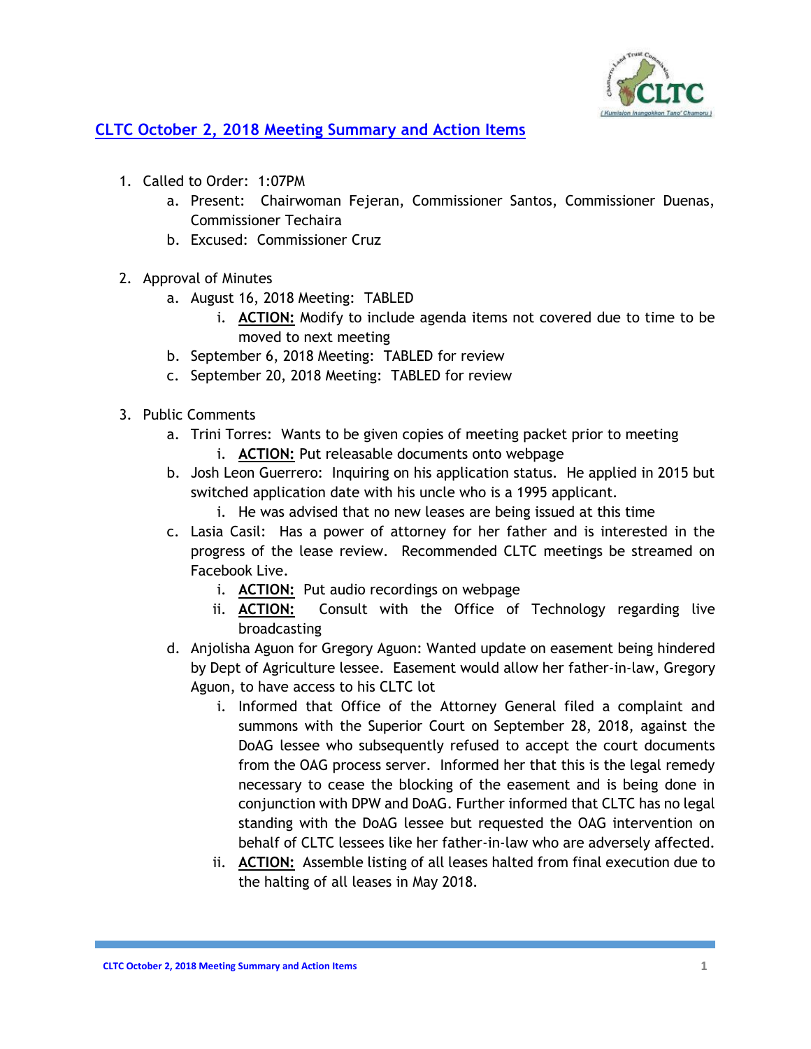## CLTC October 2, 2018 Meeting Summary and Action Items

1. Called to Order: 1:07PM
   a. Present: Chairwoman Fejeran, Commissioner Santos, Commissioner Duenas, Commissioner Techaira
   b. Excused: Commissioner Cruz

2. Approval of Minutes
   a. August 16, 2018 Meeting: TABLED
      i. **ACTION:** Modify to include agenda items not covered due to time to be moved to next meeting
   b. September 6, 2018 Meeting: TABLED for review
   c. September 20, 2018 Meeting: TABLED for review

3. Public Comments
   a. Trini Torres: Wants to be given copies of meeting packet prior to meeting
      i. **ACTION:** Put releasable documents onto webpage
   b. Josh Leon Guerrero: Inquiring on his application status. He applied in 2015 but switched application date with his uncle who is a 1995 applicant.
      i. He was advised that no new leases are being issued at this time
   c. Lasia Casil: Has a power of attorney for her father and is interested in the progress of the lease review. Recommended CLTC meetings be streamed on Facebook Live.
      i. **ACTION:** Put audio recordings on webpage
      ii. **ACTION:** Consult with the Office of Technology regarding live broadcasting
   d. Anjolisha Aguon for Gregory Aguon: Wanted update on easement being hindered by Dept of Agriculture lessee. Easement would allow her father-in-law, Gregory Aguon, to have access to his CLTC lot
      i. Informed that Office of the Attorney General filed a complaint and summons with the Superior Court on September 28, 2018, against the DoAG lessee who subsequently refused to accept the court documents from the OAG process server. Informed her that this is the legal remedy necessary to cease the blocking of the easement and is being done in conjunction with DPW and DoAG. Further informed that CLTC has no legal standing with the DoAG lessee but requested the OAG intervention on behalf of CLTC lessees like her father-in-law who are adversely affected.
      ii. **ACTION:** Assemble listing of all leases halted from final execution due to the halting of all leases in May 2018.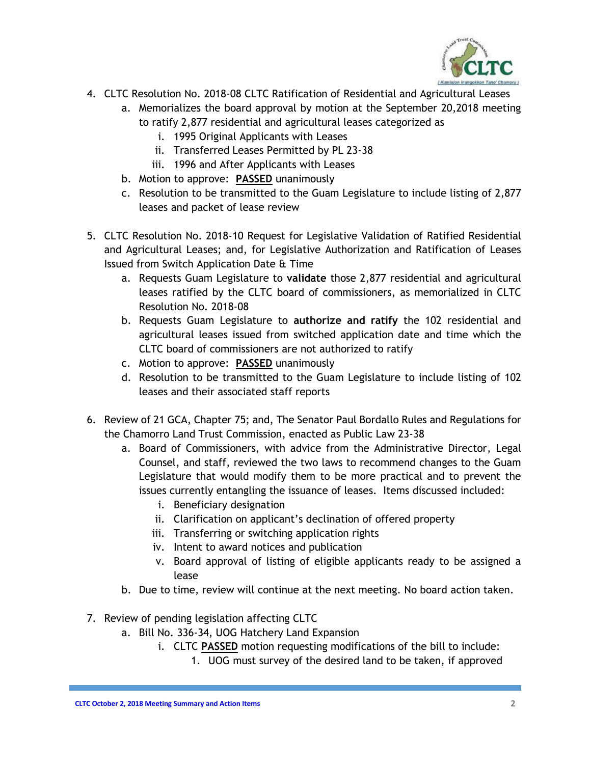4. CLTC Resolution No. 2018-08 CLTC Ratification of Residential and Agricultural Leases
    a. Memorializes the board approval by motion at the September 20,2018 meeting to ratify 2,877 residential and agricultural leases categorized as
        i. 1995 Original Applicants with Leases
        ii. Transferred Leases Permitted by PL 23-38
        iii. 1996 and After Applicants with Leases
    b. Motion to approve: **PASSED** unanimously
    c. Resolution to be transmitted to the Guam Legislature to include listing of 2,877 leases and packet of lease review

5. CLTC Resolution No. 2018-10 Request for Legislative Validation of Ratified Residential and Agricultural Leases; and, for Legislative Authorization and Ratification of Leases Issued from Switch Application Date & Time
    a. Requests Guam Legislature to **validate** those 2,877 residential and agricultural leases ratified by the CLTC board of commissioners, as memorialized in CLTC Resolution No. 2018-08
    b. Requests Guam Legislature to **authorize and ratify** the 102 residential and agricultural leases issued from switched application date and time which the CLTC board of commissioners are not authorized to ratify
    c. Motion to approve: **PASSED** unanimously
    d. Resolution to be transmitted to the Guam Legislature to include listing of 102 leases and their associated staff reports

6. Review of 21 GCA, Chapter 75; and, The Senator Paul Bordallo Rules and Regulations for the Chamorro Land Trust Commission, enacted as Public Law 23-38
    a. Board of Commissioners, with advice from the Administrative Director, Legal Counsel, and staff, reviewed the two laws to recommend changes to the Guam Legislature that would modify them to be more practical and to prevent the issues currently entangling the issuance of leases. Items discussed included:
        i. Beneficiary designation
        ii. Clarification on applicant's declination of offered property
        iii. Transferring or switching application rights
        iv. Intent to award notices and publication
        v. Board approval of listing of eligible applicants ready to be assigned a lease
    b. Due to time, review will continue at the next meeting. No board action taken.

7. Review of pending legislation affecting CLTC
    a. Bill No. 336-34, UOG Hatchery Land Expansion
        i. CLTC **PASSED** motion requesting modifications of the bill to include:
            1. UOG must survey of the desired land to be taken, if approved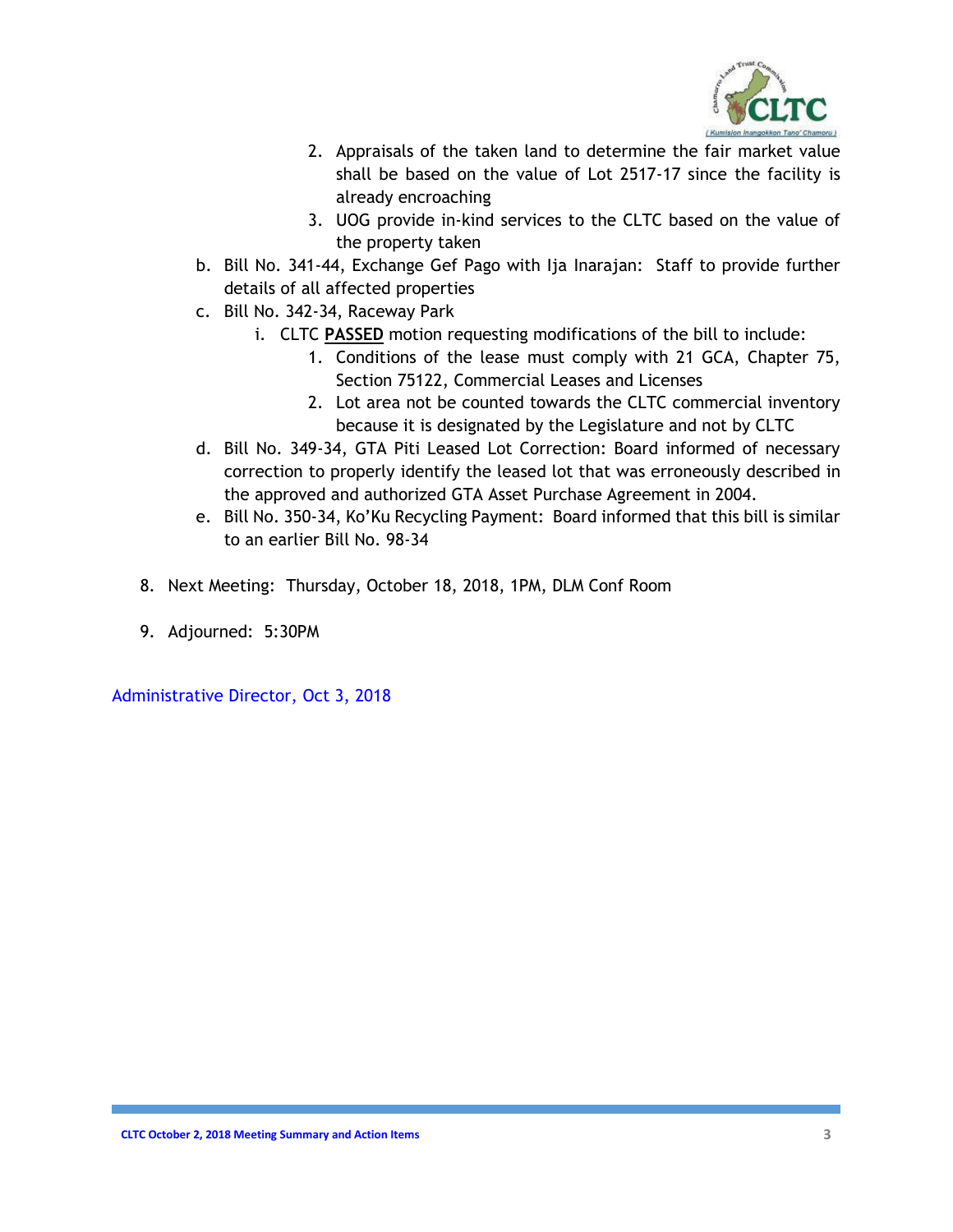2. Appraisals of the taken land to determine the fair market value shall be based on the value of Lot 2517-17 since the facility is already encroaching
3. UOG provide in-kind services to the CLTC based on the value of the property taken

b. Bill No. 341-44, Exchange Gef Pago with Ija Inarajan: Staff to provide further details of all affected properties

c. Bill No. 342-34, Raceway Park
   i. CLTC **PASSED** motion requesting modifications of the bill to include:
      1. Conditions of the lease must comply with 21 GCA, Chapter 75, Section 75122, Commercial Leases and Licenses
      2. Lot area not be counted towards the CLTC commercial inventory because it is designated by the Legislature and not by CLTC

d. Bill No. 349-34, GTA Piti Leased Lot Correction: Board informed of necessary correction to properly identify the leased lot that was erroneously described in the approved and authorized GTA Asset Purchase Agreement in 2004.

e. Bill No. 350-34, Ko'Ku Recycling Payment: Board informed that this bill is similar to an earlier Bill No. 98-34

8. Next Meeting: Thursday, October 18, 2018, 1PM, DLM Conf Room

9. Adjourned: 5:30PM

Administrative Director, Oct 3, 2018